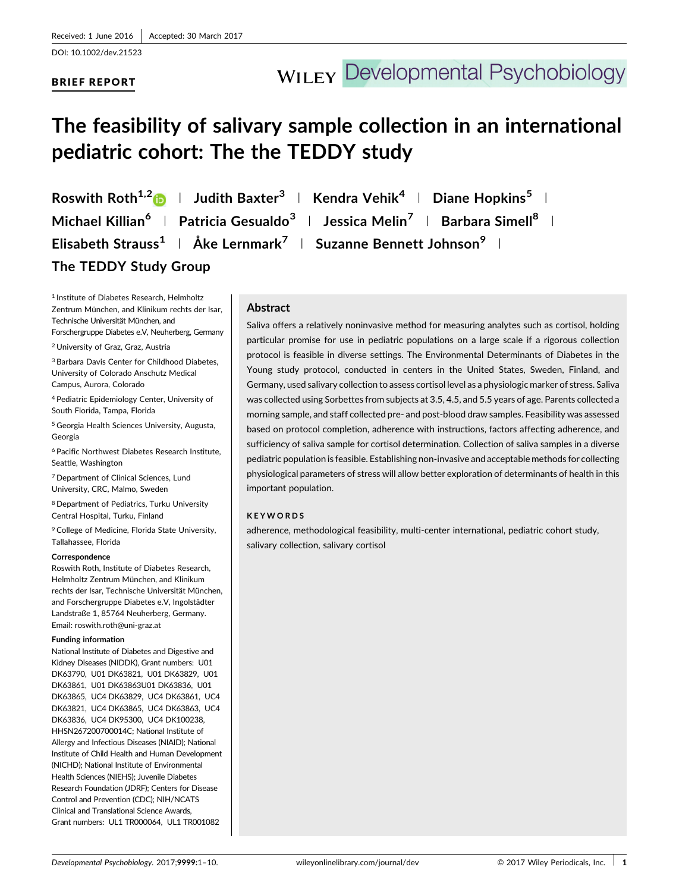Received: 1 June 2016 | Accepted: 30 March 2017

DOI: 10.1002/dev.21523

**BRIEF REPORT**

# The feasibility of salivary sample collection in an international pediatric cohort: The the TEDDY study

**Roswith Roth[1,2] | Judith Baxter[3] | Kendra Vehik[4] | Diane Hopkins[5] | Michael Killian[6] | Patricia Gesualdo[3] | Jessica Melin[7] | Barbara Simell[8] | Elisabeth Strauss[1] | Åke Lernmark[7] | Suzanne Bennett Johnson[9] | The TEDDY Study Group**

[1] Institute of Diabetes Research, Helmholtz Zentrum München, and Klinikum rechts der Isar, Technische Universität München, and Forschergruppe Diabetes e.V, Neuherberg, Germany

[2] University of Graz, Graz, Austria

[3] Barbara Davis Center for Childhood Diabetes, University of Colorado Anschutz Medical Campus, Aurora, Colorado

[4] Pediatric Epidemiology Center, University of South Florida, Tampa, Florida

[5] Georgia Health Sciences University, Augusta, Georgia

[6] Pacific Northwest Diabetes Research Institute, Seattle, Washington

[7] Department of Clinical Sciences, Lund University, CRC, Malmo, Sweden

[8] Department of Pediatrics, Turku University Central Hospital, Turku, Finland

[9] College of Medicine, Florida State University, Tallahassee, Florida

**Correspondence**

Roswith Roth, Institute of Diabetes Research, Helmholtz Zentrum München, and Klinikum rechts der Isar, Technische Universität München, and Forschergruppe Diabetes e.V, Ingolstädter Landstraße 1, 85764 Neuherberg, Germany.
Email: roswith.roth@uni-graz.at

**Funding information**

National Institute of Diabetes and Digestive and Kidney Diseases (NIDDK), Grant numbers: U01 DK63790, U01 DK63821, U01 DK63829, U01 DK63861, U01 DK63863U01 DK63836, U01 DK63865, UC4 DK63829, UC4 DK63861, UC4 DK63821, UC4 DK63865, UC4 DK63863, UC4 DK63836, UC4 DK95300, UC4 DK100238, HHSN267200700014C; National Institute of Allergy and Infectious Diseases (NIAID); National Institute of Child Health and Human Development (NICHD); National Institute of Environmental Health Sciences (NIEHS); Juvenile Diabetes Research Foundation (JDRF); Centers for Disease Control and Prevention (CDC); NIH/NCATS Clinical and Translational Science Awards, Grant numbers: UL1 TR000064, UL1 TR001082

## Abstract

Saliva offers a relatively noninvasive method for measuring analytes such as cortisol, holding particular promise for use in pediatric populations on a large scale if a rigorous collection protocol is feasible in diverse settings. The Environmental Determinants of Diabetes in the Young study protocol, conducted in centers in the United States, Sweden, Finland, and Germany, used salivary collection to assess cortisol level as a physiologic marker of stress. Saliva was collected using Sorbettes from subjects at 3.5, 4.5, and 5.5 years of age. Parents collected a morning sample, and staff collected pre- and post-blood draw samples. Feasibility was assessed based on protocol completion, adherence with instructions, factors affecting adherence, and sufficiency of saliva sample for cortisol determination. Collection of saliva samples in a diverse pediatric population is feasible. Establishing non-invasive and acceptable methods for collecting physiological parameters of stress will allow better exploration of determinants of health in this important population.

**KEYWORDS**

adherence, methodological feasibility, multi-center international, pediatric cohort study, salivary collection, salivary cortisol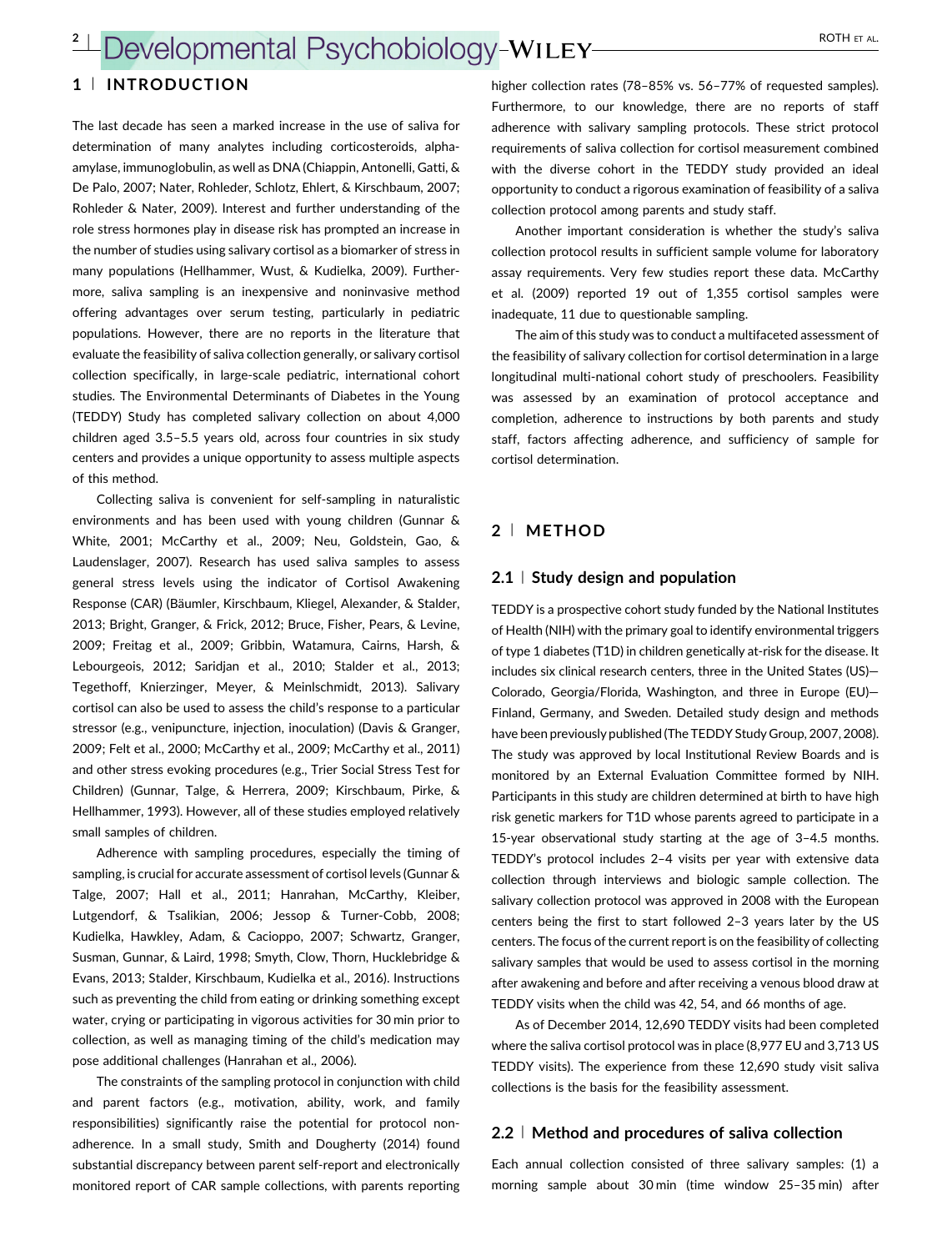## 1 | INTRODUCTION

The last decade has seen a marked increase in the use of saliva for determination of many analytes including corticosteroids, alpha-amylase, immunoglobulin, as well as DNA (Chiappin, Antonelli, Gatti, & De Palo, 2007; Nater, Rohleder, Schlotz, Ehlert, & Kirschbaum, 2007; Rohleder & Nater, 2009). Interest and further understanding of the role stress hormones play in disease risk has prompted an increase in the number of studies using salivary cortisol as a biomarker of stress in many populations (Hellhammer, Wust, & Kudielka, 2009). Furthermore, saliva sampling is an inexpensive and noninvasive method offering advantages over serum testing, particularly in pediatric populations. However, there are no reports in the literature that evaluate the feasibility of saliva collection generally, or salivary cortisol collection specifically, in large-scale pediatric, international cohort studies. The Environmental Determinants of Diabetes in the Young (TEDDY) Study has completed salivary collection on about 4,000 children aged 3.5–5.5 years old, across four countries in six study centers and provides a unique opportunity to assess multiple aspects of this method.

Collecting saliva is convenient for self-sampling in naturalistic environments and has been used with young children (Gunnar & White, 2001; McCarthy et al., 2009; Neu, Goldstein, Gao, & Laudenslager, 2007). Research has used saliva samples to assess general stress levels using the indicator of Cortisol Awakening Response (CAR) (Bäumler, Kirschbaum, Kliegel, Alexander, & Stalder, 2013; Bright, Granger, & Frick, 2012; Bruce, Fisher, Pears, & Levine, 2009; Freitag et al., 2009; Gribbin, Watamura, Cairns, Harsh, & Lebourgeois, 2012; Saridjan et al., 2010; Stalder et al., 2013; Tegethoff, Knierzinger, Meyer, & Meinlschmidt, 2013). Salivary cortisol can also be used to assess the child's response to a particular stressor (e.g., venipuncture, injection, inoculation) (Davis & Granger, 2009; Felt et al., 2000; McCarthy et al., 2009; McCarthy et al., 2011) and other stress evoking procedures (e.g., Trier Social Stress Test for Children) (Gunnar, Talge, & Herrera, 2009; Kirschbaum, Pirke, & Hellhammer, 1993). However, all of these studies employed relatively small samples of children.

Adherence with sampling procedures, especially the timing of sampling, is crucial for accurate assessment of cortisol levels (Gunnar & Talge, 2007; Hall et al., 2011; Hanrahan, McCarthy, Kleiber, Lutgendorf, & Tsalikian, 2006; Jessop & Turner-Cobb, 2008; Kudielka, Hawkley, Adam, & Cacioppo, 2007; Schwartz, Granger, Susman, Gunnar, & Laird, 1998; Smyth, Clow, Thorn, Hucklebridge & Evans, 2013; Stalder, Kirschbaum, Kudielka et al., 2016). Instructions such as preventing the child from eating or drinking something except water, crying or participating in vigorous activities for 30 min prior to collection, as well as managing timing of the child's medication may pose additional challenges (Hanrahan et al., 2006).

The constraints of the sampling protocol in conjunction with child and parent factors (e.g., motivation, ability, work, and family responsibilities) significantly raise the potential for protocol non-adherence. In a small study, Smith and Dougherty (2014) found substantial discrepancy between parent self-report and electronically monitored report of CAR sample collections, with parents reporting higher collection rates (78–85% vs. 56–77% of requested samples). Furthermore, to our knowledge, there are no reports of staff adherence with salivary sampling protocols. These strict protocol requirements of saliva collection for cortisol measurement combined with the diverse cohort in the TEDDY study provided an ideal opportunity to conduct a rigorous examination of feasibility of a saliva collection protocol among parents and study staff.

Another important consideration is whether the study's saliva collection protocol results in sufficient sample volume for laboratory assay requirements. Very few studies report these data. McCarthy et al. (2009) reported 19 out of 1,355 cortisol samples were inadequate, 11 due to questionable sampling.

The aim of this study was to conduct a multifaceted assessment of the feasibility of salivary collection for cortisol determination in a large longitudinal multi-national cohort study of preschoolers. Feasibility was assessed by an examination of protocol acceptance and completion, adherence to instructions by both parents and study staff, factors affecting adherence, and sufficiency of sample for cortisol determination.

## 2 | METHOD

### 2.1 | Study design and population

TEDDY is a prospective cohort study funded by the National Institutes of Health (NIH) with the primary goal to identify environmental triggers of type 1 diabetes (T1D) in children genetically at-risk for the disease. It includes six clinical research centers, three in the United States (US)—Colorado, Georgia/Florida, Washington, and three in Europe (EU)—Finland, Germany, and Sweden. Detailed study design and methods have been previously published (The TEDDY Study Group, 2007, 2008). The study was approved by local Institutional Review Boards and is monitored by an External Evaluation Committee formed by NIH. Participants in this study are children determined at birth to have high risk genetic markers for T1D whose parents agreed to participate in a 15-year observational study starting at the age of 3–4.5 months. TEDDY's protocol includes 2–4 visits per year with extensive data collection through interviews and biologic sample collection. The salivary collection protocol was approved in 2008 with the European centers being the first to start followed 2–3 years later by the US centers. The focus of the current report is on the feasibility of collecting salivary samples that would be used to assess cortisol in the morning after awakening and before and after receiving a venous blood draw at TEDDY visits when the child was 42, 54, and 66 months of age.

As of December 2014, 12,690 TEDDY visits had been completed where the saliva cortisol protocol was in place (8,977 EU and 3,713 US TEDDY visits). The experience from these 12,690 study visit saliva collections is the basis for the feasibility assessment.

### 2.2 | Method and procedures of saliva collection

Each annual collection consisted of three salivary samples: (1) a morning sample about 30 min (time window 25–35 min) after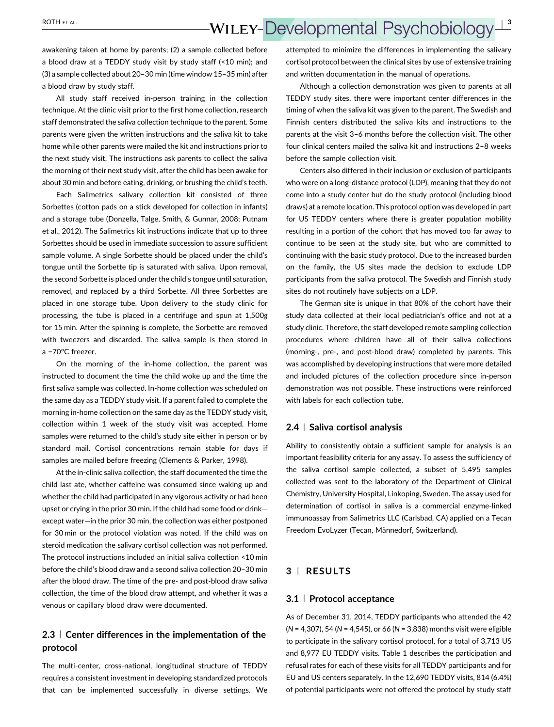awakening taken at home by parents; (2) a sample collected before a blood draw at a TEDDY study visit by study staff (<10 min); and (3) a sample collected about 20–30 min (time window 15–35 min) after a blood draw by study staff.

All study staff received in-person training in the collection technique. At the clinic visit prior to the first home collection, research staff demonstrated the saliva collection technique to the parent. Some parents were given the written instructions and the saliva kit to take home while other parents were mailed the kit and instructions prior to the next study visit. The instructions ask parents to collect the saliva the morning of their next study visit, after the child has been awake for about 30 min and before eating, drinking, or brushing the child's teeth.

Each Salimetrics salivary collection kit consisted of three Sorbettes (cotton pads on a stick developed for collection in infants) and a storage tube (Donzella, Talge, Smith, & Gunnar, 2008; Putnam et al., 2012). The Salimetrics kit instructions indicate that up to three Sorbettes should be used in immediate succession to assure sufficient sample volume. A single Sorbette should be placed under the child's tongue until the Sorbette tip is saturated with saliva. Upon removal, the second Sorbette is placed under the child's tongue until saturation, removed, and replaced by a third Sorbette. All three Sorbettes are placed in one storage tube. Upon delivery to the study clinic for processing, the tube is placed in a centrifuge and spun at 1,500*g* for 15 min. After the spinning is complete, the Sorbette are removed with tweezers and discarded. The saliva sample is then stored in a −70°C freezer.

On the morning of the in-home collection, the parent was instructed to document the time the child woke up and the time the first saliva sample was collected. In-home collection was scheduled on the same day as a TEDDY study visit. If a parent failed to complete the morning in-home collection on the same day as the TEDDY study visit, collection within 1 week of the study visit was accepted. Home samples were returned to the child's study site either in person or by standard mail. Cortisol concentrations remain stable for days if samples are mailed before freezing (Clements & Parker, 1998).

At the in-clinic saliva collection, the staff documented the time the child last ate, whether caffeine was consumed since waking up and whether the child had participated in any vigorous activity or had been upset or crying in the prior 30 min. If the child had some food or drink—except water—in the prior 30 min, the collection was either postponed for 30 min or the protocol violation was noted. If the child was on steroid medication the salivary cortisol collection was not performed. The protocol instructions included an initial saliva collection <10 min before the child's blood draw and a second saliva collection 20–30 min after the blood draw. The time of the pre- and post-blood draw saliva collection, the time of the blood draw attempt, and whether it was a venous or capillary blood draw were documented.

## 2.3 | Center differences in the implementation of the protocol

The multi-center, cross-national, longitudinal structure of TEDDY requires a consistent investment in developing standardized protocols that can be implemented successfully in diverse settings. We attempted to minimize the differences in implementing the salivary cortisol protocol between the clinical sites by use of extensive training and written documentation in the manual of operations.

Although a collection demonstration was given to parents at all TEDDY study sites, there were important center differences in the timing of when the saliva kit was given to the parent. The Swedish and Finnish centers distributed the saliva kits and instructions to the parents at the visit 3–6 months before the collection visit. The other four clinical centers mailed the saliva kit and instructions 2–8 weeks before the sample collection visit.

Centers also differed in their inclusion or exclusion of participants who were on a long-distance protocol (LDP), meaning that they do not come into a study center but do the study protocol (including blood draws) at a remote location. This protocol option was developed in part for US TEDDY centers where there is greater population mobility resulting in a portion of the cohort that has moved too far away to continue to be seen at the study site, but who are committed to continuing with the basic study protocol. Due to the increased burden on the family, the US sites made the decision to exclude LDP participants from the saliva protocol. The Swedish and Finnish study sites do not routinely have subjects on a LDP.

The German site is unique in that 80% of the cohort have their study data collected at their local pediatrician's office and not at a study clinic. Therefore, the staff developed remote sampling collection procedures where children have all of their saliva collections (morning-, pre-, and post-blood draw) completed by parents. This was accomplished by developing instructions that were more detailed and included pictures of the collection procedure since in-person demonstration was not possible. These instructions were reinforced with labels for each collection tube.

## 2.4 | Saliva cortisol analysis

Ability to consistently obtain a sufficient sample for analysis is an important feasibility criteria for any assay. To assess the sufficiency of the saliva cortisol sample collected, a subset of 5,495 samples collected was sent to the laboratory of the Department of Clinical Chemistry, University Hospital, Linkoping, Sweden. The assay used for determination of cortisol in saliva is a commercial enzyme-linked immunoassay from Salimetrics LLC (Carlsbad, CA) applied on a Tecan Freedom EvoLyzer (Tecan, Männedorf, Switzerland).

# 3 | RESULTS

## 3.1 | Protocol acceptance

As of December 31, 2014, TEDDY participants who attended the 42 (*N* = 4,307), 54 (*N* = 4,545), or 66 (*N* = 3,838) months visit were eligible to participate in the salivary cortisol protocol, for a total of 3,713 US and 8,977 EU TEDDY visits. Table 1 describes the participation and refusal rates for each of these visits for all TEDDY participants and for EU and US centers separately. In the 12,690 TEDDY visits, 814 (6.4%) of potential participants were not offered the protocol by study staff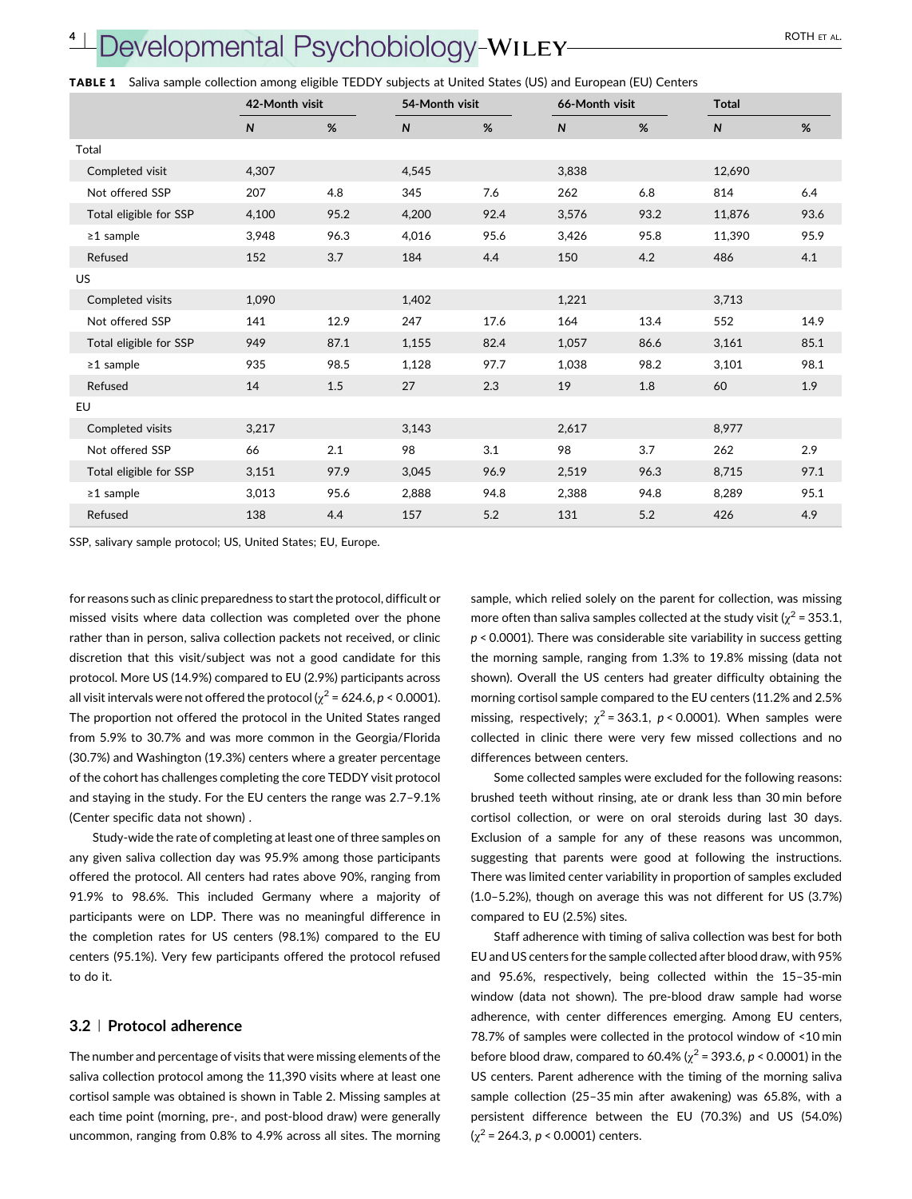**TABLE 1** Saliva sample collection among eligible TEDDY subjects at United States (US) and European (EU) Centers

| | 42-Month visit | | 54-Month visit | | 66-Month visit | | Total | |
|---|---|---|---|---|---|---|---|---|
| | N | % | N | % | N | % | N | % |
| Total | | | | | | | | |
| Completed visit | 4,307 | | 4,545 | | 3,838 | | 12,690 | |
| Not offered SSP | 207 | 4.8 | 345 | 7.6 | 262 | 6.8 | 814 | 6.4 |
| Total eligible for SSP | 4,100 | 95.2 | 4,200 | 92.4 | 3,576 | 93.2 | 11,876 | 93.6 |
| ≥1 sample | 3,948 | 96.3 | 4,016 | 95.6 | 3,426 | 95.8 | 11,390 | 95.9 |
| Refused | 152 | 3.7 | 184 | 4.4 | 150 | 4.2 | 486 | 4.1 |
| US | | | | | | | | |
| Completed visits | 1,090 | | 1,402 | | 1,221 | | 3,713 | |
| Not offered SSP | 141 | 12.9 | 247 | 17.6 | 164 | 13.4 | 552 | 14.9 |
| Total eligible for SSP | 949 | 87.1 | 1,155 | 82.4 | 1,057 | 86.6 | 3,161 | 85.1 |
| ≥1 sample | 935 | 98.5 | 1,128 | 97.7 | 1,038 | 98.2 | 3,101 | 98.1 |
| Refused | 14 | 1.5 | 27 | 2.3 | 19 | 1.8 | 60 | 1.9 |
| EU | | | | | | | | |
| Completed visits | 3,217 | | 3,143 | | 2,617 | | 8,977 | |
| Not offered SSP | 66 | 2.1 | 98 | 3.1 | 98 | 3.7 | 262 | 2.9 |
| Total eligible for SSP | 3,151 | 97.9 | 3,045 | 96.9 | 2,519 | 96.3 | 8,715 | 97.1 |
| ≥1 sample | 3,013 | 95.6 | 2,888 | 94.8 | 2,388 | 94.8 | 8,289 | 95.1 |
| Refused | 138 | 4.4 | 157 | 5.2 | 131 | 5.2 | 426 | 4.9 |

SSP, salivary sample protocol; US, United States; EU, Europe.

for reasons such as clinic preparedness to start the protocol, difficult or missed visits where data collection was completed over the phone rather than in person, saliva collection packets not received, or clinic discretion that this visit/subject was not a good candidate for this protocol. More US (14.9%) compared to EU (2.9%) participants across all visit intervals were not offered the protocol ($\chi^2 = 624.6$, $p < 0.0001$). The proportion not offered the protocol in the United States ranged from 5.9% to 30.7% and was more common in the Georgia/Florida (30.7%) and Washington (19.3%) centers where a greater percentage of the cohort has challenges completing the core TEDDY visit protocol and staying in the study. For the EU centers the range was 2.7–9.1% (Center specific data not shown) .

Study-wide the rate of completing at least one of three samples on any given saliva collection day was 95.9% among those participants offered the protocol. All centers had rates above 90%, ranging from 91.9% to 98.6%. This included Germany where a majority of participants were on LDP. There was no meaningful difference in the completion rates for US centers (98.1%) compared to the EU centers (95.1%). Very few participants offered the protocol refused to do it.

### 3.2 | Protocol adherence

The number and percentage of visits that were missing elements of the saliva collection protocol among the 11,390 visits where at least one cortisol sample was obtained is shown in Table 2. Missing samples at each time point (morning, pre-, and post-blood draw) were generally uncommon, ranging from 0.8% to 4.9% across all sites. The morning sample, which relied solely on the parent for collection, was missing more often than saliva samples collected at the study visit ($\chi^2 = 353.1$, $p < 0.0001$). There was considerable site variability in success getting the morning sample, ranging from 1.3% to 19.8% missing (data not shown). Overall the US centers had greater difficulty obtaining the morning cortisol sample compared to the EU centers (11.2% and 2.5% missing, respectively; $\chi^2 = 363.1$, $p < 0.0001$). When samples were collected in clinic there were very few missed collections and no differences between centers.

Some collected samples were excluded for the following reasons: brushed teeth without rinsing, ate or drank less than 30 min before cortisol collection, or were on oral steroids during last 30 days. Exclusion of a sample for any of these reasons was uncommon, suggesting that parents were good at following the instructions. There was limited center variability in proportion of samples excluded (1.0–5.2%), though on average this was not different for US (3.7%) compared to EU (2.5%) sites.

Staff adherence with timing of saliva collection was best for both EU and US centers for the sample collected after blood draw, with 95% and 95.6%, respectively, being collected within the 15–35-min window (data not shown). The pre-blood draw sample had worse adherence, with center differences emerging. Among EU centers, 78.7% of samples were collected in the protocol window of <10 min before blood draw, compared to 60.4% ($\chi^2 = 393.6$, $p < 0.0001$) in the US centers. Parent adherence with the timing of the morning saliva sample collection (25–35 min after awakening) was 65.8%, with a persistent difference between the EU (70.3%) and US (54.0%) ($\chi^2 = 264.3$, $p < 0.0001$) centers.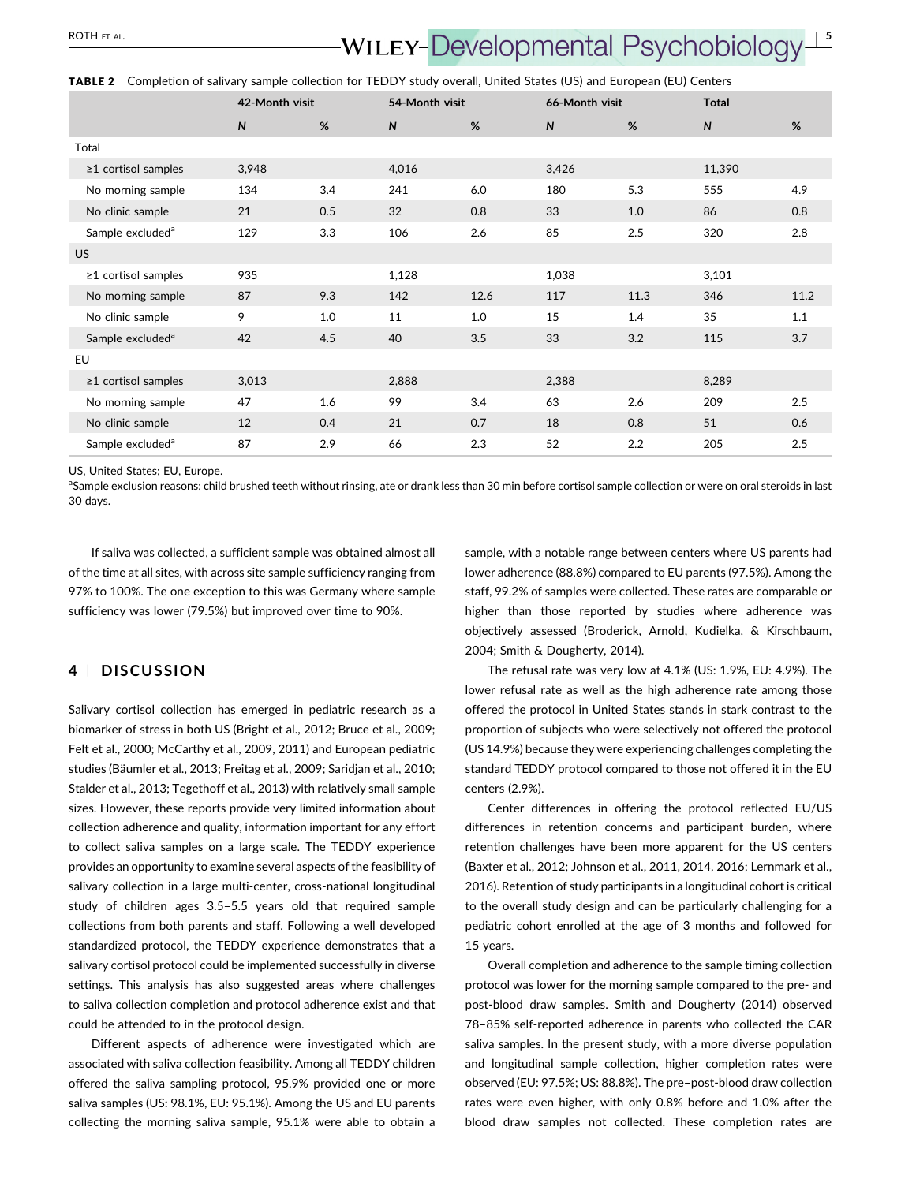**TABLE 2** Completion of salivary sample collection for TEDDY study overall, United States (US) and European (EU) Centers

| | 42-Month visit | | 54-Month visit | | 66-Month visit | | Total | |
|---|---|---|---|---|---|---|---|---|
| | N | % | N | % | N | % | N | % |
| Total | | | | | | | | |
| ≥1 cortisol samples | 3,948 | | 4,016 | | 3,426 | | 11,390 | |
| No morning sample | 134 | 3.4 | 241 | 6.0 | 180 | 5.3 | 555 | 4.9 |
| No clinic sample | 21 | 0.5 | 32 | 0.8 | 33 | 1.0 | 86 | 0.8 |
| Sample excluded[a] | 129 | 3.3 | 106 | 2.6 | 85 | 2.5 | 320 | 2.8 |
| US | | | | | | | | |
| ≥1 cortisol samples | 935 | | 1,128 | | 1,038 | | 3,101 | |
| No morning sample | 87 | 9.3 | 142 | 12.6 | 117 | 11.3 | 346 | 11.2 |
| No clinic sample | 9 | 1.0 | 11 | 1.0 | 15 | 1.4 | 35 | 1.1 |
| Sample excluded[a] | 42 | 4.5 | 40 | 3.5 | 33 | 3.2 | 115 | 3.7 |
| EU | | | | | | | | |
| ≥1 cortisol samples | 3,013 | | 2,888 | | 2,388 | | 8,289 | |
| No morning sample | 47 | 1.6 | 99 | 3.4 | 63 | 2.6 | 209 | 2.5 |
| No clinic sample | 12 | 0.4 | 21 | 0.7 | 18 | 0.8 | 51 | 0.6 |
| Sample excluded[a] | 87 | 2.9 | 66 | 2.3 | 52 | 2.2 | 205 | 2.5 |

US, United States; EU, Europe.

[a]Sample exclusion reasons: child brushed teeth without rinsing, ate or drank less than 30 min before cortisol sample collection or were on oral steroids in last 30 days.

If saliva was collected, a sufficient sample was obtained almost all of the time at all sites, with across site sample sufficiency ranging from 97% to 100%. The one exception to this was Germany where sample sufficiency was lower (79.5%) but improved over time to 90%.

## 4 | DISCUSSION

Salivary cortisol collection has emerged in pediatric research as a biomarker of stress in both US (Bright et al., 2012; Bruce et al., 2009; Felt et al., 2000; McCarthy et al., 2009, 2011) and European pediatric studies (Bäumler et al., 2013; Freitag et al., 2009; Saridjan et al., 2010; Stalder et al., 2013; Tegethoff et al., 2013) with relatively small sample sizes. However, these reports provide very limited information about collection adherence and quality, information important for any effort to collect saliva samples on a large scale. The TEDDY experience provides an opportunity to examine several aspects of the feasibility of salivary collection in a large multi-center, cross-national longitudinal study of children ages 3.5–5.5 years old that required sample collections from both parents and staff. Following a well developed standardized protocol, the TEDDY experience demonstrates that a salivary cortisol protocol could be implemented successfully in diverse settings. This analysis has also suggested areas where challenges to saliva collection completion and protocol adherence exist and that could be attended to in the protocol design.

Different aspects of adherence were investigated which are associated with saliva collection feasibility. Among all TEDDY children offered the saliva sampling protocol, 95.9% provided one or more saliva samples (US: 98.1%, EU: 95.1%). Among the US and EU parents collecting the morning saliva sample, 95.1% were able to obtain a sample, with a notable range between centers where US parents had lower adherence (88.8%) compared to EU parents (97.5%). Among the staff, 99.2% of samples were collected. These rates are comparable or higher than those reported by studies where adherence was objectively assessed (Broderick, Arnold, Kudielka, & Kirschbaum, 2004; Smith & Dougherty, 2014).

The refusal rate was very low at 4.1% (US: 1.9%, EU: 4.9%). The lower refusal rate as well as the high adherence rate among those offered the protocol in United States stands in stark contrast to the proportion of subjects who were selectively not offered the protocol (US 14.9%) because they were experiencing challenges completing the standard TEDDY protocol compared to those not offered it in the EU centers (2.9%).

Center differences in offering the protocol reflected EU/US differences in retention concerns and participant burden, where retention challenges have been more apparent for the US centers (Baxter et al., 2012; Johnson et al., 2011, 2014, 2016; Lernmark et al., 2016). Retention of study participants in a longitudinal cohort is critical to the overall study design and can be particularly challenging for a pediatric cohort enrolled at the age of 3 months and followed for 15 years.

Overall completion and adherence to the sample timing collection protocol was lower for the morning sample compared to the pre- and post-blood draw samples. Smith and Dougherty (2014) observed 78–85% self-reported adherence in parents who collected the CAR saliva samples. In the present study, with a more diverse population and longitudinal sample collection, higher completion rates were observed (EU: 97.5%; US: 88.8%). The pre–post-blood draw collection rates were even higher, with only 0.8% before and 1.0% after the blood draw samples not collected. These completion rates are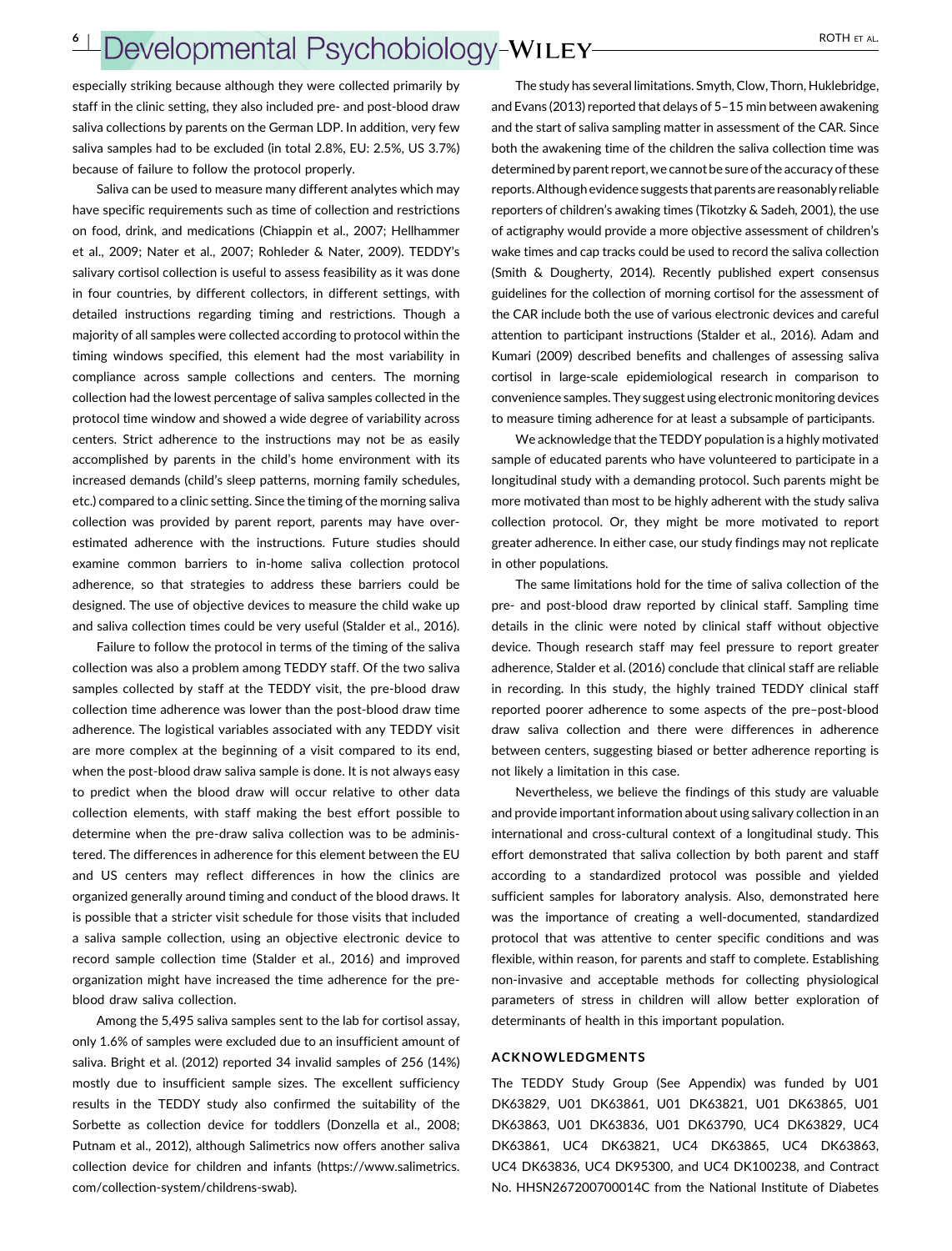especially striking because although they were collected primarily by staff in the clinic setting, they also included pre- and post-blood draw saliva collections by parents on the German LDP. In addition, very few saliva samples had to be excluded (in total 2.8%, EU: 2.5%, US 3.7%) because of failure to follow the protocol properly.

Saliva can be used to measure many different analytes which may have specific requirements such as time of collection and restrictions on food, drink, and medications (Chiappin et al., 2007; Hellhammer et al., 2009; Nater et al., 2007; Rohleder & Nater, 2009). TEDDY's salivary cortisol collection is useful to assess feasibility as it was done in four countries, by different collectors, in different settings, with detailed instructions regarding timing and restrictions. Though a majority of all samples were collected according to protocol within the timing windows specified, this element had the most variability in compliance across sample collections and centers. The morning collection had the lowest percentage of saliva samples collected in the protocol time window and showed a wide degree of variability across centers. Strict adherence to the instructions may not be as easily accomplished by parents in the child's home environment with its increased demands (child's sleep patterns, morning family schedules, etc.) compared to a clinic setting. Since the timing of the morning saliva collection was provided by parent report, parents may have over-estimated adherence with the instructions. Future studies should examine common barriers to in-home saliva collection protocol adherence, so that strategies to address these barriers could be designed. The use of objective devices to measure the child wake up and saliva collection times could be very useful (Stalder et al., 2016).

Failure to follow the protocol in terms of the timing of the saliva collection was also a problem among TEDDY staff. Of the two saliva samples collected by staff at the TEDDY visit, the pre-blood draw collection time adherence was lower than the post-blood draw time adherence. The logistical variables associated with any TEDDY visit are more complex at the beginning of a visit compared to its end, when the post-blood draw saliva sample is done. It is not always easy to predict when the blood draw will occur relative to other data collection elements, with staff making the best effort possible to determine when the pre-draw saliva collection was to be administered. The differences in adherence for this element between the EU and US centers may reflect differences in how the clinics are organized generally around timing and conduct of the blood draws. It is possible that a stricter visit schedule for those visits that included a saliva sample collection, using an objective electronic device to record sample collection time (Stalder et al., 2016) and improved organization might have increased the time adherence for the pre-blood draw saliva collection.

Among the 5,495 saliva samples sent to the lab for cortisol assay, only 1.6% of samples were excluded due to an insufficient amount of saliva. Bright et al. (2012) reported 34 invalid samples of 256 (14%) mostly due to insufficient sample sizes. The excellent sufficiency results in the TEDDY study also confirmed the suitability of the Sorbette as collection device for toddlers (Donzella et al., 2008; Putnam et al., 2012), although Salimetrics now offers another saliva collection device for children and infants (https://www.salimetrics.com/collection-system/childrens-swab).

The study has several limitations. Smyth, Clow, Thorn, Huklebridge, and Evans (2013) reported that delays of 5–15 min between awakening and the start of saliva sampling matter in assessment of the CAR. Since both the awakening time of the children the saliva collection time was determined by parent report, we cannot be sure of the accuracy of these reports. Although evidence suggests that parents are reasonably reliable reporters of children's awaking times (Tikotzky & Sadeh, 2001), the use of actigraphy would provide a more objective assessment of children's wake times and cap tracks could be used to record the saliva collection (Smith & Dougherty, 2014). Recently published expert consensus guidelines for the collection of morning cortisol for the assessment of the CAR include both the use of various electronic devices and careful attention to participant instructions (Stalder et al., 2016). Adam and Kumari (2009) described benefits and challenges of assessing saliva cortisol in large-scale epidemiological research in comparison to convenience samples. They suggest using electronic monitoring devices to measure timing adherence for at least a subsample of participants.

We acknowledge that the TEDDY population is a highly motivated sample of educated parents who have volunteered to participate in a longitudinal study with a demanding protocol. Such parents might be more motivated than most to be highly adherent with the study saliva collection protocol. Or, they might be more motivated to report greater adherence. In either case, our study findings may not replicate in other populations.

The same limitations hold for the time of saliva collection of the pre- and post-blood draw reported by clinical staff. Sampling time details in the clinic were noted by clinical staff without objective device. Though research staff may feel pressure to report greater adherence, Stalder et al. (2016) conclude that clinical staff are reliable in recording. In this study, the highly trained TEDDY clinical staff reported poorer adherence to some aspects of the pre–post-blood draw saliva collection and there were differences in adherence between centers, suggesting biased or better adherence reporting is not likely a limitation in this case.

Nevertheless, we believe the findings of this study are valuable and provide important information about using salivary collection in an international and cross-cultural context of a longitudinal study. This effort demonstrated that saliva collection by both parent and staff according to a standardized protocol was possible and yielded sufficient samples for laboratory analysis. Also, demonstrated here was the importance of creating a well-documented, standardized protocol that was attentive to center specific conditions and was flexible, within reason, for parents and staff to complete. Establishing non-invasive and acceptable methods for collecting physiological parameters of stress in children will allow better exploration of determinants of health in this important population.

## ACKNOWLEDGMENTS

The TEDDY Study Group (See Appendix) was funded by U01 DK63829, U01 DK63861, U01 DK63821, U01 DK63865, U01 DK63863, U01 DK63836, U01 DK63790, UC4 DK63829, UC4 DK63861, UC4 DK63821, UC4 DK63865, UC4 DK63863, UC4 DK63836, UC4 DK95300, and UC4 DK100238, and Contract No. HHSN267200700014C from the National Institute of Diabetes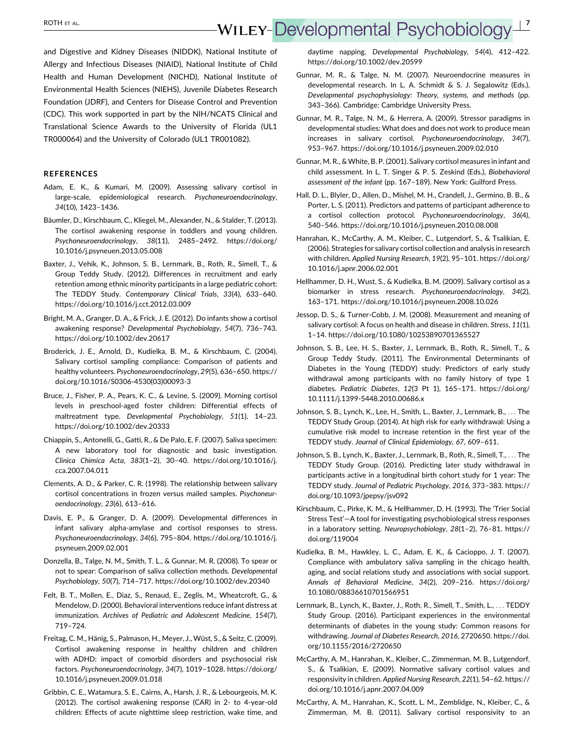and Digestive and Kidney Diseases (NIDDK), National Institute of Allergy and Infectious Diseases (NIAID), National Institute of Child Health and Human Development (NICHD), National Institute of Environmental Health Sciences (NIEHS), Juvenile Diabetes Research Foundation (JDRF), and Centers for Disease Control and Prevention (CDC). This work supported in part by the NIH/NCATS Clinical and Translational Science Awards to the University of Florida (UL1 TR000064) and the University of Colorado (UL1 TR001082).

## REFERENCES

Adam, E. K., & Kumari, M. (2009). Assessing salivary cortisol in large-scale, epidemiological research. *Psychoneuroendocrinology*, *34*(10), 1423–1436.

Bäumler, D., Kirschbaum, C., Kliegel, M., Alexander, N., & Stalder, T. (2013). The cortisol awakening response in toddlers and young children. *Psychoneuroendocrinology*, *38*(11), 2485–2492. https://doi.org/10.1016/j.psyneuen.2013.05.008

Baxter, J., Vehik, K., Johnson, S. B., Lernmark, B., Roth, R., Simell, T., & Group Teddy Study. (2012). Differences in recruitment and early retention among ethnic minority participants in a large pediatric cohort: The TEDDY Study. *Contemporary Clinical Trials*, *33*(4), 633–640. https://doi.org/10.1016/j.cct.2012.03.009

Bright, M. A., Granger, D. A., & Frick, J. E. (2012). Do infants show a cortisol awakening response? *Developmental Psychobiology*, *54*(7), 736–743. https://doi.org/10.1002/dev.20617

Broderick, J. E., Arnold, D., Kudielka, B. M., & Kirschbaum, C. (2004). Salivary cortisol sampling compliance: Comparison of patients and healthy volunteers. *Psychoneuroendocrinology*, *29*(5), 636–650. https://doi.org/10.1016/S0306-4530(03)00093-3

Bruce, J., Fisher, P. A., Pears, K. C., & Levine, S. (2009). Morning cortisol levels in preschool-aged foster children: Differential effects of maltreatment type. *Developmental Psychobiology*, *51*(1), 14–23. https://doi.org/10.1002/dev.20333

Chiappin, S., Antonelli, G., Gatti, R., & De Palo, E. F. (2007). Saliva specimen: A new laboratory tool for diagnostic and basic investigation. *Clinica Chimica Acta*, *383*(1–2), 30–40. https://doi.org/10.1016/j.cca.2007.04.011

Clements, A. D., & Parker, C. R. (1998). The relationship between salivary cortisol concentrations in frozen versus mailed samples. *Psychoneuroendocrinology*, *23*(6), 613–616.

Davis, E. P., & Granger, D. A. (2009). Developmental differences in infant salivary alpha-amylase and cortisol responses to stress. *Psychoneuroendocrinology*, *34*(6), 795–804. https://doi.org/10.1016/j.psyneuen.2009.02.001

Donzella, B., Talge, N. M., Smith, T. L., & Gunnar, M. R. (2008). To spear or not to spear: Comparison of saliva collection methods. *Developmental Psychobiology*, *50*(7), 714–717. https://doi.org/10.1002/dev.20340

Felt, B. T., Mollen, E., Diaz, S., Renaud, E., Zeglis, M., Wheatcroft, G., & Mendelow, D. (2000). Behavioral interventions reduce infant distress at immunization. *Archives of Pediatric and Adolescent Medicine*, *154*(7), 719–724.

Freitag, C. M., Hänig, S., Palmason, H., Meyer, J., Wüst, S., & Seitz, C. (2009). Cortisol awakening response in healthy children and children with ADHD: impact of comorbid disorders and psychosocial risk factors. *Psychoneuroendocrinology*, *34*(7), 1019–1028. https://doi.org/10.1016/j.psyneuen.2009.01.018

Gribbin, C. E., Watamura, S. E., Cairns, A., Harsh, J. R., & Lebourgeois, M. K. (2012). The cortisol awakening response (CAR) in 2- to 4-year-old children: Effects of acute nighttime sleep restriction, wake time, and daytime napping. *Developmental Psychobiology*, *54*(4), 412–422. https://doi.org/10.1002/dev.20599

Gunnar, M. R., & Talge, N. M. (2007). Neuroendocrine measures in developmental research. In L. A. Schmidt & S. J. Segalowitz (Eds.), *Developmental psychophysiology: Theory, systems, and methods* (pp. 343–366). Cambridge: Cambridge University Press.

Gunnar, M. R., Talge, N. M., & Herrera, A. (2009). Stressor paradigms in developmental studies: What does and does not work to produce mean increases in salivary cortisol. *Psychoneuroendocrinology*, *34*(7), 953–967. https://doi.org/10.1016/j.psyneuen.2009.02.010

Gunnar, M. R., & White, B. P. (2001). Salivary cortisol measures in infant and child assessment. In L. T. Singer & P. S. Zeskind (Eds.), *Biobehavioral assessment of the infant* (pp. 167–189). New York: Guilford Press.

Hall, D. L., Blyler, D., Allen, D., Mishel, M. H., Crandell, J., Germino, B. B., & Porter, L. S. (2011). Predictors and patterns of participant adherence to a cortisol collection protocol. *Psychoneuroendocrinology*, *36*(4), 540–546. https://doi.org/10.1016/j.psyneuen.2010.08.008

Hanrahan, K., McCarthy, A. M., Kleiber, C., Lutgendorf, S., & Tsalikian, E. (2006). Strategies for salivary cortisol collection and analysis in research with children. *Applied Nursing Research*, *19*(2), 95–101. https://doi.org/10.1016/j.apnr.2006.02.001

Hellhammer, D. H., Wust, S., & Kudielka, B. M. (2009). Salivary cortisol as a biomarker in stress research. *Psychoneuroendocrinology*, *34*(2), 163–171. https://doi.org/10.1016/j.psyneuen.2008.10.026

Jessop, D. S., & Turner-Cobb, J. M. (2008). Measurement and meaning of salivary cortisol: A focus on health and disease in children. *Stress*, *11*(1), 1–14. https://doi.org/10.1080/10253890701365527

Johnson, S. B., Lee, H. S., Baxter, J., Lernmark, B., Roth, R., Simell, T., & Group Teddy Study. (2011). The Environmental Determinants of Diabetes in the Young (TEDDY) study: Predictors of early study withdrawal among participants with no family history of type 1 diabetes. *Pediatric Diabetes*, *12*(3 Pt 1), 165–171. https://doi.org/10.1111/j.1399-5448.2010.00686.x

Johnson, S. B., Lynch, K., Lee, H., Smith, L., Baxter, J., Lernmark, B., … The TEDDY Study Group. (2014). At high risk for early withdrawal: Using a cumulative risk model to increase retention in the first year of the TEDDY study. *Journal of Clinical Epidemiology*, *67*, 609–611.

Johnson, S. B., Lynch, K., Baxter, J., Lernmark, B., Roth, R., Simell, T., … The TEDDY Study Group. (2016). Predicting later study withdrawal in participants active in a longitudinal birth cohort study for 1 year: The TEDDY study. *Journal of Pediatric Psychology*, *2016*, 373–383. https://doi.org/10.1093/jpepsy/jsv092

Kirschbaum, C., Pirke, K. M., & Hellhammer, D. H. (1993). The 'Trier Social Stress Test'—A tool for investigating psychobiological stress responses in a laboratory setting. *Neuropsychobiology*, *28*(1–2), 76–81. https://doi.org/119004

Kudielka, B. M., Hawkley, L. C., Adam, E. K., & Cacioppo, J. T. (2007). Compliance with ambulatory saliva sampling in the chicago health, aging, and social relations study and associations with social support. *Annals of Behavioral Medicine*, *34*(2), 209–216. https://doi.org/10.1080/08836610701566951

Lernmark, B., Lynch, K., Baxter, J., Roth, R., Simell, T., Smith, L., … TEDDY Study Group. (2016). Participant experiences in the environmental determinants of diabetes in the young study: Common reasons for withdrawing. *Journal of Diabetes Research*, *2016*, 2720650. https://doi.org/10.1155/2016/2720650

McCarthy, A. M., Hanrahan, K., Kleiber, C., Zimmerman, M. B., Lutgendorf, S., & Tsalikian, E. (2009). Normative salivary cortisol values and responsivity in children. *Applied Nursing Research*, *22*(1), 54–62. https://doi.org/10.1016/j.apnr.2007.04.009

McCarthy, A. M., Hanrahan, K., Scott, L. M., Zemblidge, N., Kleiber, C., & Zimmerman, M. B. (2011). Salivary cortisol responsivity to an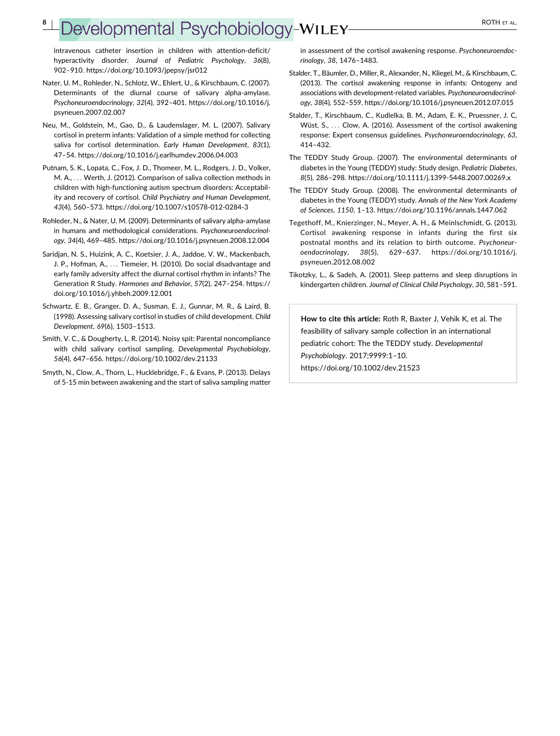intravenous catheter insertion in children with attention-deficit/hyperactivity disorder. *Journal of Pediatric Psychology*, *36*(8), 902–910. https://doi.org/10.1093/jpepsy/jsr012

Nater, U. M., Rohleder, N., Schlotz, W., Ehlert, U., & Kirschbaum, C. (2007). Determinants of the diurnal course of salivary alpha-amylase. *Psychoneuroendocrinology*, *32*(4), 392–401. https://doi.org/10.1016/j.psyneuen.2007.02.007

Neu, M., Goldstein, M., Gao, D., & Laudenslager, M. L. (2007). Salivary cortisol in preterm infants: Validation of a simple method for collecting saliva for cortisol determination. *Early Human Development*, *83*(1), 47–54. https://doi.org/10.1016/j.earlhumdev.2006.04.003

Putnam, S. K., Lopata, C., Fox, J. D., Thomeer, M. L., Rodgers, J. D., Volker, M. A., . . . Werth, J. (2012). Comparison of saliva collection methods in children with high-functioning autism spectrum disorders: Acceptability and recovery of cortisol. *Child Psychiatry and Human Development*, *43*(4), 560–573. https://doi.org/10.1007/s10578-012-0284-3

Rohleder, N., & Nater, U. M. (2009). Determinants of salivary alpha-amylase in humans and methodological considerations. *Psychoneuroendocrinology*, *34*(4), 469–485. https://doi.org/10.1016/j.psyneuen.2008.12.004

Saridjan, N. S., Huizink, A. C., Koetsier, J. A., Jaddoe, V. W., Mackenbach, J. P., Hofman, A., . . . Tiemeier, H. (2010). Do social disadvantage and early family adversity affect the diurnal cortisol rhythm in infants? The Generation R Study. *Hormones and Behavior*, *57*(2), 247–254. https://doi.org/10.1016/j.yhbeh.2009.12.001

Schwartz, E. B., Granger, D. A., Susman, E. J., Gunnar, M. R., & Laird, B. (1998). Assessing salivary cortisol in studies of child development. *Child Development*, *69*(6), 1503–1513.

Smith, V. C., & Dougherty, L. R. (2014). Noisy spit: Parental noncompliance with child salivary cortisol sampling. *Developmental Psychobiology*, *56*(4), 647–656. https://doi.org/10.1002/dev.21133

Smyth, N., Clow, A., Thorn, L., Hucklebridge, F., & Evans, P. (2013). Delays of 5-15 min between awakening and the start of saliva sampling matter in assessment of the cortisol awakening response. *Psychoneuroendocrinology*, *38*, 1476–1483.

Stalder, T., Bäumler, D., Miller, R., Alexander, N., Kliegel, M., & Kirschbaum, C. (2013). The cortisol awakening response in infants: Ontogeny and associations with development-related variables. *Psychoneuroendocrinology*, *38*(4), 552–559. https://doi.org/10.1016/j.psyneuen.2012.07.015

Stalder, T., Kirschbaum, C., Kudielka, B. M., Adam, E. K., Pruessner, J. C, Wüst, S., . . . Clow, A. (2016). Assessment of the cortisol awakening response: Expert consensus guidelines. *Psychoneuroendocrinology*, *63*, 414–432.

The TEDDY Study Group. (2007). The environmental determinants of diabetes in the Young (TEDDY) study: Study design. *Pediatric Diabetes*, *8*(5), 286–298. https://doi.org/10.1111/j.1399-5448.2007.00269.x

The TEDDY Study Group. (2008). The environmental determinants of diabetes in the Young (TEDDY) study. *Annals of the New York Academy of Sciences*, *1150*, 1–13. https://doi.org/10.1196/annals.1447.062

Tegethoff, M., Knierzinger, N., Meyer, A. H., & Meinlschmidt, G. (2013). Cortisol awakening response in infants during the first six postnatal months and its relation to birth outcome. *Psychoneuroendocrinology*, *38*(5), 629–637. https://doi.org/10.1016/j.psyneuen.2012.08.002

Tikotzky, L., & Sadeh, A. (2001). Sleep patterns and sleep disruptions in kindergarten children. *Journal of Clinical Child Psychology*, *30*, 581–591.

**How to cite this article:** Roth R, Baxter J, Vehik K, et al. The feasibility of salivary sample collection in an international pediatric cohort: The the TEDDY study. *Developmental Psychobiology*. 2017;9999:1–10. https://doi.org/10.1002/dev.21523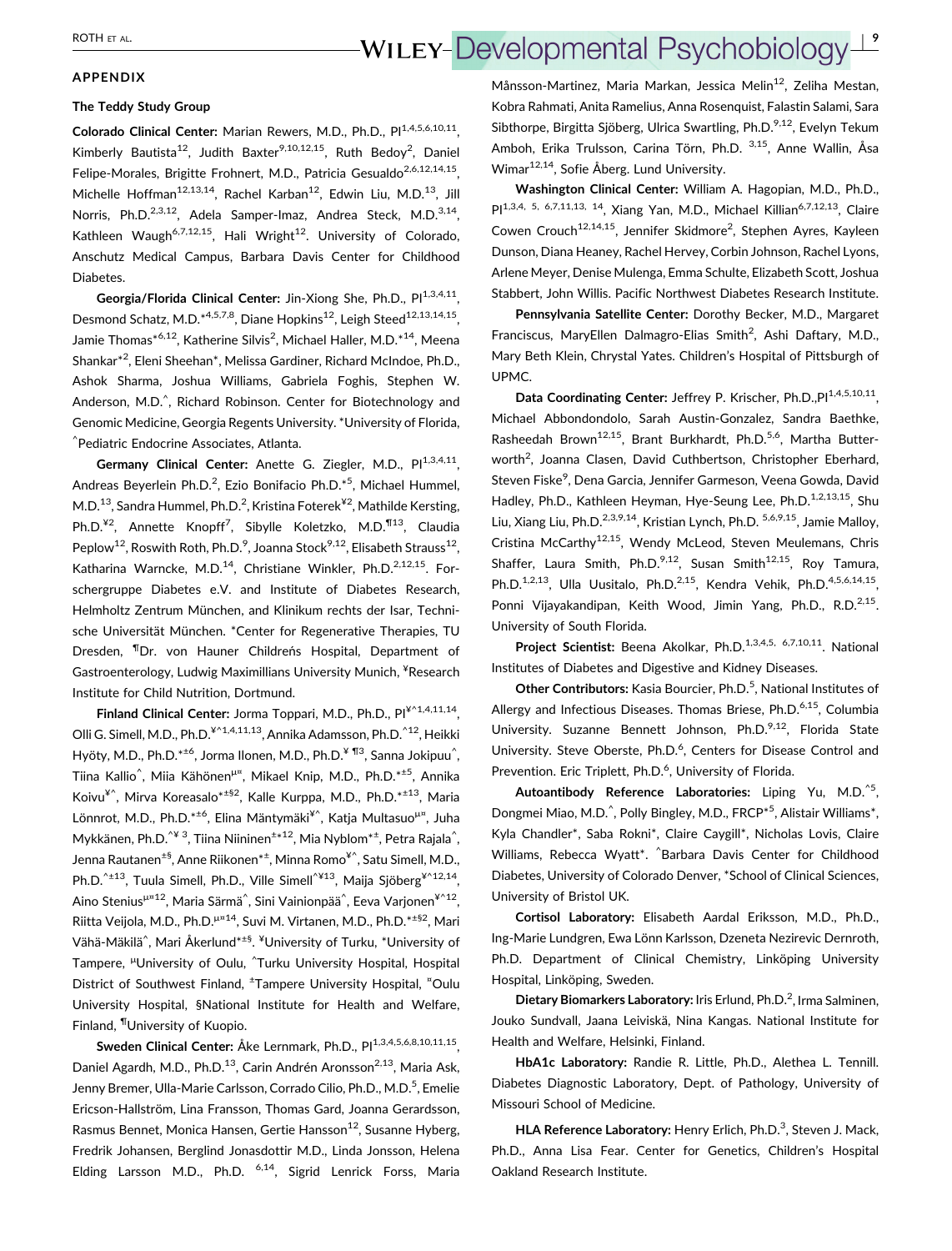## APPENDIX

### The Teddy Study Group

**Colorado Clinical Center:** Marian Rewers, M.D., Ph.D., PI[1,4,5,6,10,11], Kimberly Bautista[12], Judith Baxter[9,10,12,15], Ruth Bedoy[2], Daniel Felipe-Morales, Brigitte Frohnert, M.D., Patricia Gesualdo[2,6,12,14,15], Michelle Hoffman[12,13,14], Rachel Karban[12], Edwin Liu, M.D.[13], Jill Norris, Ph.D.[2,3,12], Adela Samper-Imaz, Andrea Steck, M.D.[3,14], Kathleen Waugh[6,7,12,15], Hali Wright[12]. University of Colorado, Anschutz Medical Campus, Barbara Davis Center for Childhood Diabetes.

**Georgia/Florida Clinical Center:** Jin-Xiong She, Ph.D., PI[1,3,4,11], Desmond Schatz, M.D.*[4,5,7,8], Diane Hopkins[12], Leigh Steed[12,13,14,15], Jamie Thomas*[6,12], Katherine Silvis[2], Michael Haller, M.D.*[14], Meena Shankar*[2], Eleni Sheehan*, Melissa Gardiner, Richard McIndoe, Ph.D., Ashok Sharma, Joshua Williams, Gabriela Foghis, Stephen W. Anderson, M.D.^, Richard Robinson. Center for Biotechnology and Genomic Medicine, Georgia Regents University. *University of Florida, ^Pediatric Endocrine Associates, Atlanta.

**Germany Clinical Center:** Anette G. Ziegler, M.D., PI[1,3,4,11], Andreas Beyerlein Ph.D.[2], Ezio Bonifacio Ph.D.*[5], Michael Hummel, M.D.[13], Sandra Hummel, Ph.D.[2], Kristina Foterek[¥2], Mathilde Kersting, Ph.D.[¥2], Annette Knopff[7], Sibylle Koletzko, M.D.[¶13], Claudia Peplow[12], Roswith Roth, Ph.D.[9], Joanna Stock[9,12], Elisabeth Strauss[12], Katharina Warncke, M.D.[14], Christiane Winkler, Ph.D.[2,12,15]. Forschergruppe Diabetes e.V. and Institute of Diabetes Research, Helmholtz Zentrum München, and Klinikum rechts der Isar, Technische Universität München. *Center for Regenerative Therapies, TU Dresden, ¶Dr. von Hauner Childreńs Hospital, Department of Gastroenterology, Ludwig Maximillians University Munich, ¥Research Institute for Child Nutrition, Dortmund.

**Finland Clinical Center:** Jorma Toppari, M.D., Ph.D., PI[¥^1,4,11,14], Olli G. Simell, M.D., Ph.D.[¥^1,4,11,13], Annika Adamsson, Ph.D.[^12], Heikki Hyöty, M.D., Ph.D.[*±6], Jorma Ilonen, M.D., Ph.D.[¥ ¶3], Sanna Jokipuu^, Tiina Kallio^, Miia Kähönen[μ¤], Mikael Knip, M.D., Ph.D.[*±5], Annika Koivu[¥^], Mirva Koreasalo[*±§2], Kalle Kurppa, M.D., Ph.D.[*±13], Maria Lönnrot, M.D., Ph.D.[*±6], Elina Mäntymäki[¥^], Katja Multasuo[μ¤], Juha Mykkänen, Ph.D.[^¥ 3], Tiina Niininen[±*12], Mia Nyblom[*±], Petra Rajala^, Jenna Rautanen[±§], Anne Riikonen[*±], Minna Romo[¥^], Satu Simell, M.D., Ph.D.[^±13], Tuula Simell, Ph.D., Ville Simell[^¥13], Maija Sjöberg[¥^12,14], Aino Stenius[μ¤12], Maria Särmä^, Sini Vainionpää^, Eeva Varjonen[¥^12], Riitta Veijola, M.D., Ph.D.[μ¤14], Suvi M. Virtanen, M.D., Ph.D.[*±§2], Mari Vähä-Mäkilä^, Mari Åkerlund[*±§]. ¥University of Turku, *University of Tampere, μUniversity of Oulu, ^Turku University Hospital, Hospital District of Southwest Finland, ±Tampere University Hospital, ¤Oulu University Hospital, §National Institute for Health and Welfare, Finland, ¶University of Kuopio.

**Sweden Clinical Center:** Åke Lernmark, Ph.D., PI[1,3,4,5,6,8,10,11,15], Daniel Agardh, M.D., Ph.D.[13], Carin Andrén Aronsson[2,13], Maria Ask, Jenny Bremer, Ulla-Marie Carlsson, Corrado Cilio, Ph.D., M.D.[5], Emelie Ericson-Hallström, Lina Fransson, Thomas Gard, Joanna Gerardsson, Rasmus Bennet, Monica Hansen, Gertie Hansson[12], Susanne Hyberg, Fredrik Johansen, Berglind Jonasdottir M.D., Linda Jonsson, Helena Elding Larsson M.D., Ph.D. [6,14], Sigrid Lenrick Forss, Maria Månsson-Martinez, Maria Markan, Jessica Melin[12], Zeliha Mestan, Kobra Rahmati, Anita Ramelius, Anna Rosenquist, Falastin Salami, Sara Sibthorpe, Birgitta Sjöberg, Ulrica Swartling, Ph.D.[9,12], Evelyn Tekum Amboh, Erika Trulsson, Carina Törn, Ph.D. [3,15], Anne Wallin, Åsa Wimar[12,14], Sofie Åberg. Lund University.

**Washington Clinical Center:** William A. Hagopian, M.D., Ph.D., PI[1,3,4, 5, 6,7,11,13, 14], Xiang Yan, M.D., Michael Killian[6,7,12,13], Claire Cowen Crouch[12,14,15], Jennifer Skidmore[2], Stephen Ayres, Kayleen Dunson, Diana Heaney, Rachel Hervey, Corbin Johnson, Rachel Lyons, Arlene Meyer, Denise Mulenga, Emma Schulte, Elizabeth Scott, Joshua Stabbert, John Willis. Pacific Northwest Diabetes Research Institute.

**Pennsylvania Satellite Center:** Dorothy Becker, M.D., Margaret Franciscus, MaryEllen Dalmagro-Elias Smith[2], Ashi Daftary, M.D., Mary Beth Klein, Chrystal Yates. Children's Hospital of Pittsburgh of UPMC.

**Data Coordinating Center:** Jeffrey P. Krischer, Ph.D.,PI[1,4,5,10,11], Michael Abbondondolo, Sarah Austin-Gonzalez, Sandra Baethke, Rasheedah Brown[12,15], Brant Burkhardt, Ph.D.[5,6], Martha Butterworth[2], Joanna Clasen, David Cuthbertson, Christopher Eberhard, Steven Fiske[9], Dena Garcia, Jennifer Garmeson, Veena Gowda, David Hadley, Ph.D., Kathleen Heyman, Hye-Seung Lee, Ph.D.[1,2,13,15], Shu Liu, Xiang Liu, Ph.D.[2,3,9,14], Kristian Lynch, Ph.D. [5,6,9,15], Jamie Malloy, Cristina McCarthy[12,15], Wendy McLeod, Steven Meulemans, Chris Shaffer, Laura Smith, Ph.D.[9,12], Susan Smith[12,15], Roy Tamura, Ph.D.[1,2,13], Ulla Uusitalo, Ph.D.[2,15], Kendra Vehik, Ph.D.[4,5,6,14,15], Ponni Vijayakandipan, Keith Wood, Jimin Yang, Ph.D., R.D.[2,15]. University of South Florida.

**Project Scientist:** Beena Akolkar, Ph.D.[1,3,4,5, 6,7,10,11]. National Institutes of Diabetes and Digestive and Kidney Diseases.

**Other Contributors:** Kasia Bourcier, Ph.D.[5], National Institutes of Allergy and Infectious Diseases. Thomas Briese, Ph.D.[6,15], Columbia University. Suzanne Bennett Johnson, Ph.D.[9,12], Florida State University. Steve Oberste, Ph.D.[6], Centers for Disease Control and Prevention. Eric Triplett, Ph.D.[6], University of Florida.

**Autoantibody Reference Laboratories:** Liping Yu, M.D.[^5], Dongmei Miao, M.D.^, Polly Bingley, M.D., FRCP[*5], Alistair Williams*, Kyla Chandler*, Saba Rokni*, Claire Caygill*, Nicholas Lovis, Claire Williams, Rebecca Wyatt*. ^Barbara Davis Center for Childhood Diabetes, University of Colorado Denver, *School of Clinical Sciences, University of Bristol UK.

**Cortisol Laboratory:** Elisabeth Aardal Eriksson, M.D., Ph.D., Ing-Marie Lundgren, Ewa Lönn Karlsson, Dzeneta Nezirevic Dernroth, Ph.D. Department of Clinical Chemistry, Linköping University Hospital, Linköping, Sweden.

**Dietary Biomarkers Laboratory:** Iris Erlund, Ph.D.[2], Irma Salminen, Jouko Sundvall, Jaana Leiviskä, Nina Kangas. National Institute for Health and Welfare, Helsinki, Finland.

**HbA1c Laboratory:** Randie R. Little, Ph.D., Alethea L. Tennill. Diabetes Diagnostic Laboratory, Dept. of Pathology, University of Missouri School of Medicine.

**HLA Reference Laboratory:** Henry Erlich, Ph.D.[3], Steven J. Mack, Ph.D., Anna Lisa Fear. Center for Genetics, Children's Hospital Oakland Research Institute.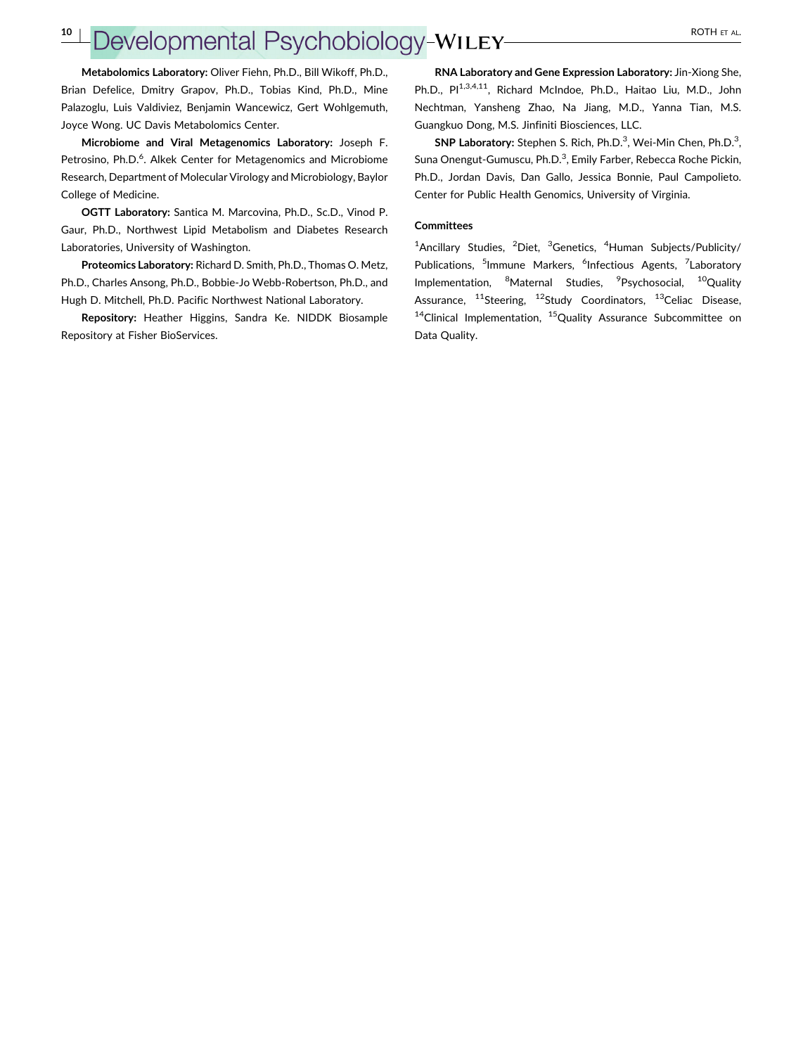**Metabolomics Laboratory:** Oliver Fiehn, Ph.D., Bill Wikoff, Ph.D., Brian Defelice, Dmitry Grapov, Ph.D., Tobias Kind, Ph.D., Mine Palazoglu, Luis Valdiviez, Benjamin Wancewicz, Gert Wohlgemuth, Joyce Wong. UC Davis Metabolomics Center.

**Microbiome and Viral Metagenomics Laboratory:** Joseph F. Petrosino, Ph.D.[6]. Alkek Center for Metagenomics and Microbiome Research, Department of Molecular Virology and Microbiology, Baylor College of Medicine.

**OGTT Laboratory:** Santica M. Marcovina, Ph.D., Sc.D., Vinod P. Gaur, Ph.D., Northwest Lipid Metabolism and Diabetes Research Laboratories, University of Washington.

**Proteomics Laboratory:** Richard D. Smith, Ph.D., Thomas O. Metz, Ph.D., Charles Ansong, Ph.D., Bobbie-Jo Webb-Robertson, Ph.D., and Hugh D. Mitchell, Ph.D. Pacific Northwest National Laboratory.

**Repository:** Heather Higgins, Sandra Ke. NIDDK Biosample Repository at Fisher BioServices.

**RNA Laboratory and Gene Expression Laboratory:** Jin-Xiong She, Ph.D., PI[1,3,4,11], Richard McIndoe, Ph.D., Haitao Liu, M.D., John Nechtman, Yansheng Zhao, Na Jiang, M.D., Yanna Tian, M.S. Guangkuo Dong, M.S. Jinfiniti Biosciences, LLC.

**SNP Laboratory:** Stephen S. Rich, Ph.D.[3], Wei-Min Chen, Ph.D.[3], Suna Onengut-Gumuscu, Ph.D.[3], Emily Farber, Rebecca Roche Pickin, Ph.D., Jordan Davis, Dan Gallo, Jessica Bonnie, Paul Campolieto. Center for Public Health Genomics, University of Virginia.

**Committees**

[1]Ancillary Studies, [2]Diet, [3]Genetics, [4]Human Subjects/Publicity/Publications, [5]Immune Markers, [6]Infectious Agents, [7]Laboratory Implementation, [8]Maternal Studies, [9]Psychosocial, [10]Quality Assurance, [11]Steering, [12]Study Coordinators, [13]Celiac Disease, [14]Clinical Implementation, [15]Quality Assurance Subcommittee on Data Quality.